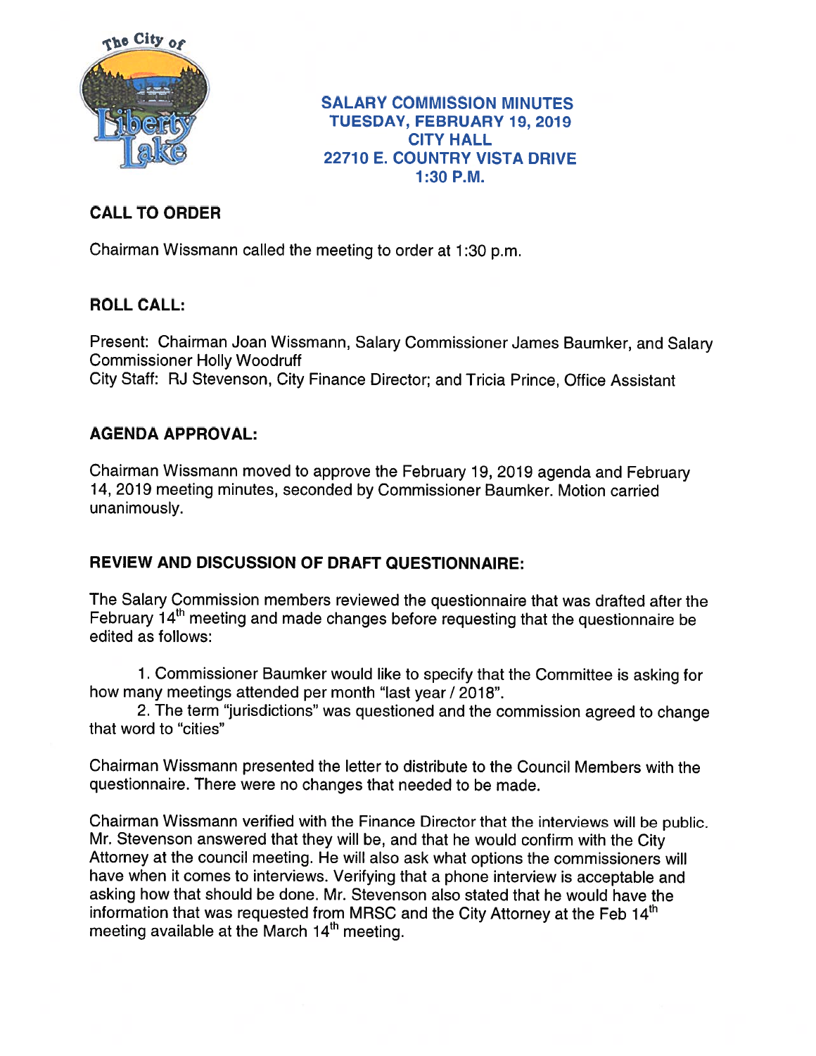# SALARY COMMISSION MINUTES
## TUESDAY, FEBRUARY 19, 2019
## CITY HALL
## 22710 E. COUNTRY VISTA DRIVE
## 1:30 P.M.

### CALL TO ORDER

Chairman Wissmann called the meeting to order at 1:30 p.m.

### ROLL CALL:

Present: Chairman Joan Wissmann, Salary Commissioner James Baumker, and Salary Commissioner Holly Woodruff
City Staff: RJ Stevenson, City Finance Director; and Tricia Prince, Office Assistant

### AGENDA APPROVAL:

Chairman Wissmann moved to approve the February 19, 2019 agenda and February 14, 2019 meeting minutes, seconded by Commissioner Baumker. Motion carried unanimously.

### REVIEW AND DISCUSSION OF DRAFT QUESTIONNAIRE:

The Salary Commission members reviewed the questionnaire that was drafted after the February 14th meeting and made changes before requesting that the questionnaire be edited as follows:

1. Commissioner Baumker would like to specify that the Committee is asking for how many meetings attended per month "last year / 2018".
2. The term "jurisdictions" was questioned and the commission agreed to change that word to "cities"

Chairman Wissmann presented the letter to distribute to the Council Members with the questionnaire. There were no changes that needed to be made.

Chairman Wissmann verified with the Finance Director that the interviews will be public. Mr. Stevenson answered that they will be, and that he would confirm with the City Attorney at the council meeting. He will also ask what options the commissioners will have when it comes to interviews. Verifying that a phone interview is acceptable and asking how that should be done. Mr. Stevenson also stated that he would have the information that was requested from MRSC and the City Attorney at the Feb 14th meeting available at the March 14th meeting.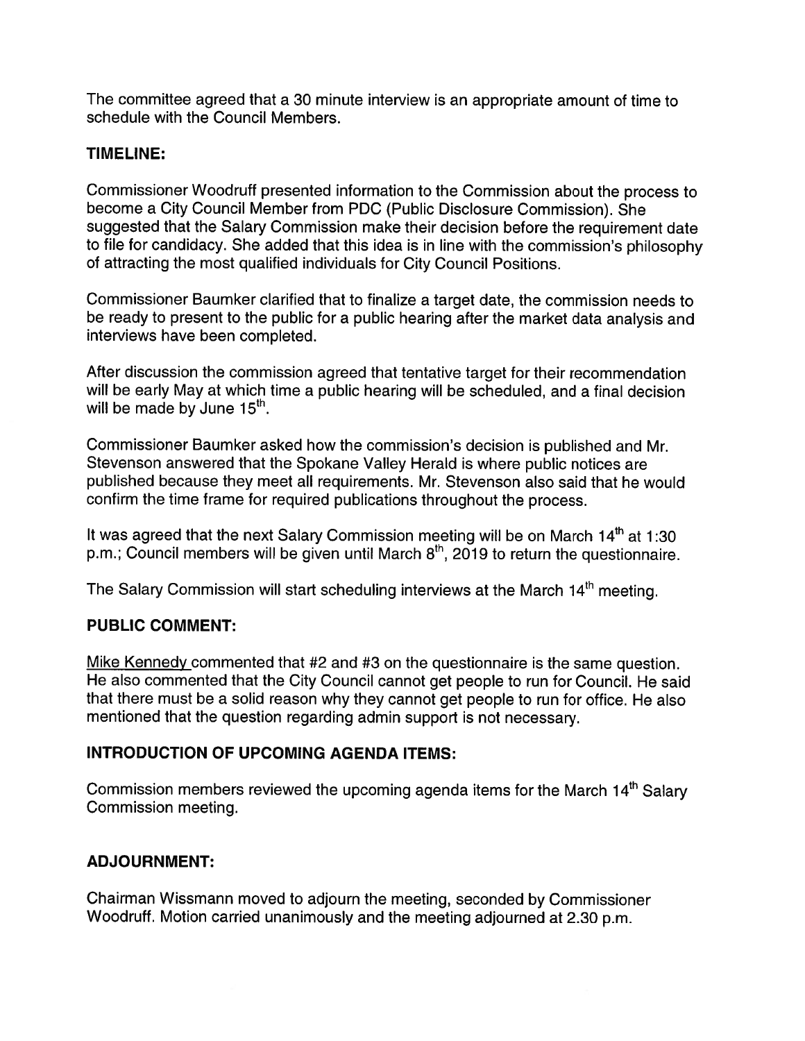The committee agreed that a 30 minute interview is an appropriate amount of time to schedule with the Council Members.

**TIMELINE:**

Commissioner Woodruff presented information to the Commission about the process to become a City Council Member from PDC (Public Disclosure Commission). She suggested that the Salary Commission make their decision before the requirement date to file for candidacy. She added that this idea is in line with the commission's philosophy of attracting the most qualified individuals for City Council Positions.

Commissioner Baumker clarified that to finalize a target date, the commission needs to be ready to present to the public for a public hearing after the market data analysis and interviews have been completed.

After discussion the commission agreed that tentative target for their recommendation will be early May at which time a public hearing will be scheduled, and a final decision will be made by June 15th.

Commissioner Baumker asked how the commission's decision is published and Mr. Stevenson answered that the Spokane Valley Herald is where public notices are published because they meet all requirements. Mr. Stevenson also said that he would confirm the time frame for required publications throughout the process.

It was agreed that the next Salary Commission meeting will be on March 14th at 1:30 p.m.; Council members will be given until March 8th, 2019 to return the questionnaire.

The Salary Commission will start scheduling interviews at the March 14th meeting.

**PUBLIC COMMENT:**

Mike Kennedy commented that #2 and #3 on the questionnaire is the same question. He also commented that the City Council cannot get people to run for Council. He said that there must be a solid reason why they cannot get people to run for office. He also mentioned that the question regarding admin support is not necessary.

**INTRODUCTION OF UPCOMING AGENDA ITEMS:**

Commission members reviewed the upcoming agenda items for the March 14th Salary Commission meeting.

**ADJOURNMENT:**

Chairman Wissmann moved to adjourn the meeting, seconded by Commissioner Woodruff. Motion carried unanimously and the meeting adjourned at 2.30 p.m.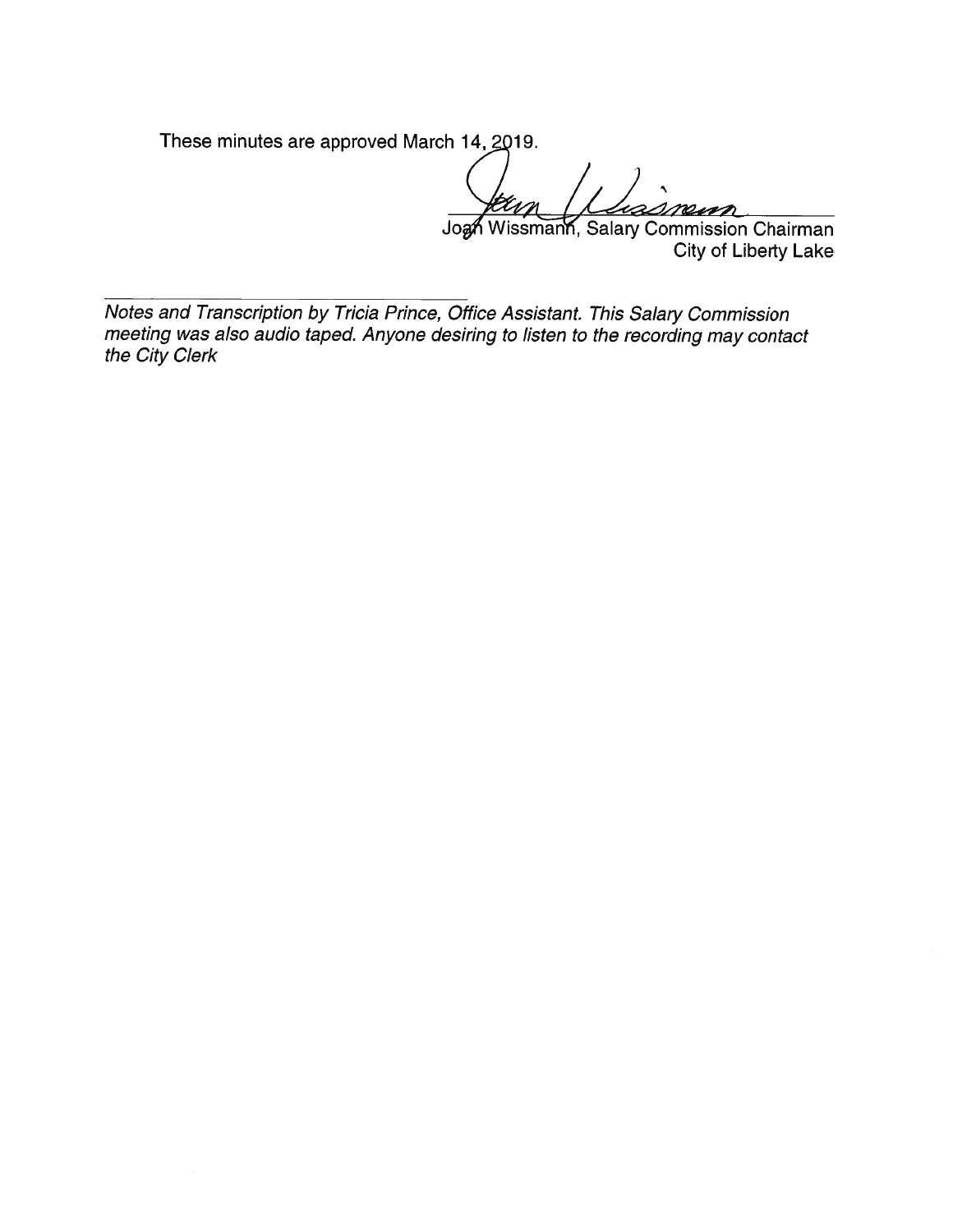These minutes are approved March 14, 2019.

Joan Wissmann, Salary Commission Chairman
City of Liberty Lake

*Notes and Transcription by Tricia Prince, Office Assistant. This Salary Commission meeting was also audio taped. Anyone desiring to listen to the recording may contact the City Clerk*